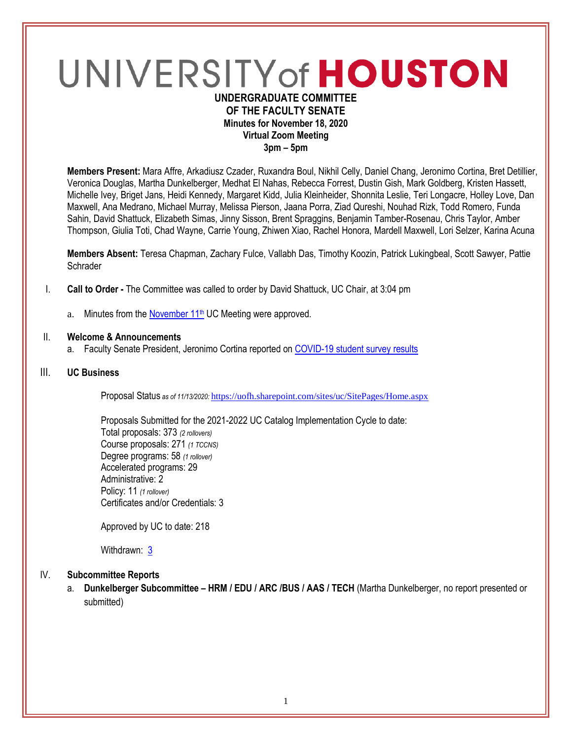# UNIVERSITY of HOUSTON

**UNDERGRADUATE COMMITTEE**
**OF THE FACULTY SENATE**
**Minutes for November 18, 2020**
**Virtual Zoom Meeting**
**3pm – 5pm**

**Members Present:** Mara Affre, Arkadiusz Czader, Ruxandra Boul, Nikhil Celly, Daniel Chang, Jeronimo Cortina, Bret Detillier, Veronica Douglas, Martha Dunkelberger, Medhat El Nahas, Rebecca Forrest, Dustin Gish, Mark Goldberg, Kristen Hassett, Michelle Ivey, Briget Jans, Heidi Kennedy, Margaret Kidd, Julia Kleinheider, Shonnita Leslie, Teri Longacre, Holley Love, Dan Maxwell, Ana Medrano, Michael Murray, Melissa Pierson, Jaana Porra, Ziad Qureshi, Nouhad Rizk, Todd Romero, Funda Sahin, David Shattuck, Elizabeth Simas, Jinny Sisson, Brent Spraggins, Benjamin Tamber-Rosenau, Chris Taylor, Amber Thompson, Giulia Toti, Chad Wayne, Carrie Young, Zhiwen Xiao, Rachel Honora, Mardell Maxwell, Lori Selzer, Karina Acuna

**Members Absent:** Teresa Chapman, Zachary Fulce, Vallabh Das, Timothy Koozin, Patrick Lukingbeal, Scott Sawyer, Pattie Schrader

I. **Call to Order -** The Committee was called to order by David Shattuck, UC Chair, at 3:04 pm

   a. Minutes from the November 11th UC Meeting were approved.

II. **Welcome & Announcements**

   a. Faculty Senate President, Jeronimo Cortina reported on COVID-19 student survey results

III. **UC Business**

Proposal Status *as of 11/13/2020:* https://uofh.sharepoint.com/sites/uc/SitePages/Home.aspx

Proposals Submitted for the 2021-2022 UC Catalog Implementation Cycle to date:
Total proposals: 373 *(2 rollovers)*
Course proposals: 271 *(1 TCCNS)*
Degree programs: 58 *(1 rollover)*
Accelerated programs: 29
Administrative: 2
Policy: 11 *(1 rollover)*
Certificates and/or Credentials: 3

Approved by UC to date: 218

Withdrawn: 3

IV. **Subcommittee Reports**

   a. **Dunkelberger Subcommittee – HRM / EDU / ARC /BUS / AAS / TECH** (Martha Dunkelberger, no report presented or submitted)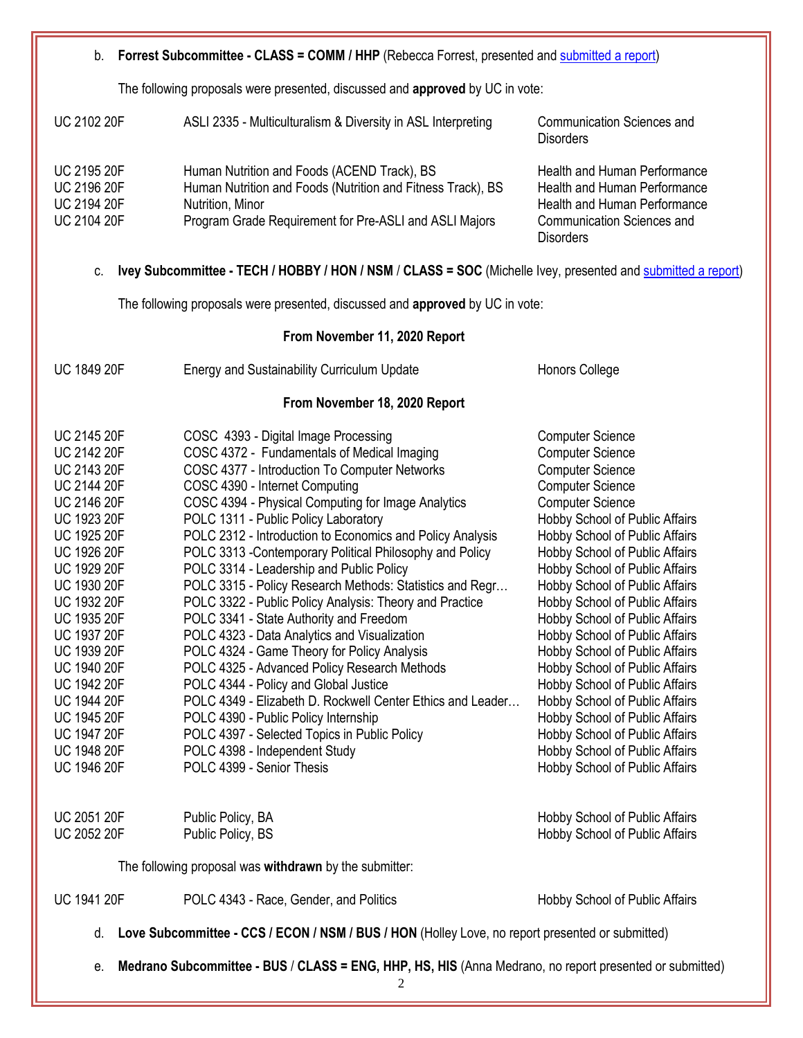b. **Forrest Subcommittee - CLASS = COMM / HHP** (Rebecca Forrest, presented and submitted a report)

The following proposals were presented, discussed and **approved** by UC in vote:

| | | |
|---|---|---|
| UC 2102 20F | ASLI 2335 - Multiculturalism & Diversity in ASL Interpreting | Communication Sciences and Disorders |
| UC 2195 20F | Human Nutrition and Foods (ACEND Track), BS | Health and Human Performance |
| UC 2196 20F | Human Nutrition and Foods (Nutrition and Fitness Track), BS | Health and Human Performance |
| UC 2194 20F | Nutrition, Minor | Health and Human Performance |
| UC 2104 20F | Program Grade Requirement for Pre-ASLI and ASLI Majors | Communication Sciences and Disorders |

c. **Ivey Subcommittee - TECH / HOBBY / HON / NSM / CLASS = SOC** (Michelle Ivey, presented and submitted a report)

The following proposals were presented, discussed and **approved** by UC in vote:

**From November 11, 2020 Report**

| | | |
|---|---|---|
| UC 1849 20F | Energy and Sustainability Curriculum Update | Honors College |

**From November 18, 2020 Report**

| | | |
|---|---|---|
| UC 2145 20F | COSC 4393 - Digital Image Processing | Computer Science |
| UC 2142 20F | COSC 4372 - Fundamentals of Medical Imaging | Computer Science |
| UC 2143 20F | COSC 4377 - Introduction To Computer Networks | Computer Science |
| UC 2144 20F | COSC 4390 - Internet Computing | Computer Science |
| UC 2146 20F | COSC 4394 - Physical Computing for Image Analytics | Computer Science |
| UC 1923 20F | POLC 1311 - Public Policy Laboratory | Hobby School of Public Affairs |
| UC 1925 20F | POLC 2312 - Introduction to Economics and Policy Analysis | Hobby School of Public Affairs |
| UC 1926 20F | POLC 3313 -Contemporary Political Philosophy and Policy | Hobby School of Public Affairs |
| UC 1929 20F | POLC 3314 - Leadership and Public Policy | Hobby School of Public Affairs |
| UC 1930 20F | POLC 3315 - Policy Research Methods: Statistics and Regr… | Hobby School of Public Affairs |
| UC 1932 20F | POLC 3322 - Public Policy Analysis: Theory and Practice | Hobby School of Public Affairs |
| UC 1935 20F | POLC 3341 - State Authority and Freedom | Hobby School of Public Affairs |
| UC 1937 20F | POLC 4323 - Data Analytics and Visualization | Hobby School of Public Affairs |
| UC 1939 20F | POLC 4324 - Game Theory for Policy Analysis | Hobby School of Public Affairs |
| UC 1940 20F | POLC 4325 - Advanced Policy Research Methods | Hobby School of Public Affairs |
| UC 1942 20F | POLC 4344 - Policy and Global Justice | Hobby School of Public Affairs |
| UC 1944 20F | POLC 4349 - Elizabeth D. Rockwell Center Ethics and Leader… | Hobby School of Public Affairs |
| UC 1945 20F | POLC 4390 - Public Policy Internship | Hobby School of Public Affairs |
| UC 1947 20F | POLC 4397 - Selected Topics in Public Policy | Hobby School of Public Affairs |
| UC 1948 20F | POLC 4398 - Independent Study | Hobby School of Public Affairs |
| UC 1946 20F | POLC 4399 - Senior Thesis | Hobby School of Public Affairs |
| UC 2051 20F | Public Policy, BA | Hobby School of Public Affairs |
| UC 2052 20F | Public Policy, BS | Hobby School of Public Affairs |

The following proposal was **withdrawn** by the submitter:

| | | |
|---|---|---|
| UC 1941 20F | POLC 4343 - Race, Gender, and Politics | Hobby School of Public Affairs |

d. **Love Subcommittee - CCS / ECON / NSM / BUS / HON** (Holley Love, no report presented or submitted)

e. **Medrano Subcommittee - BUS / CLASS = ENG, HHP, HS, HIS** (Anna Medrano, no report presented or submitted)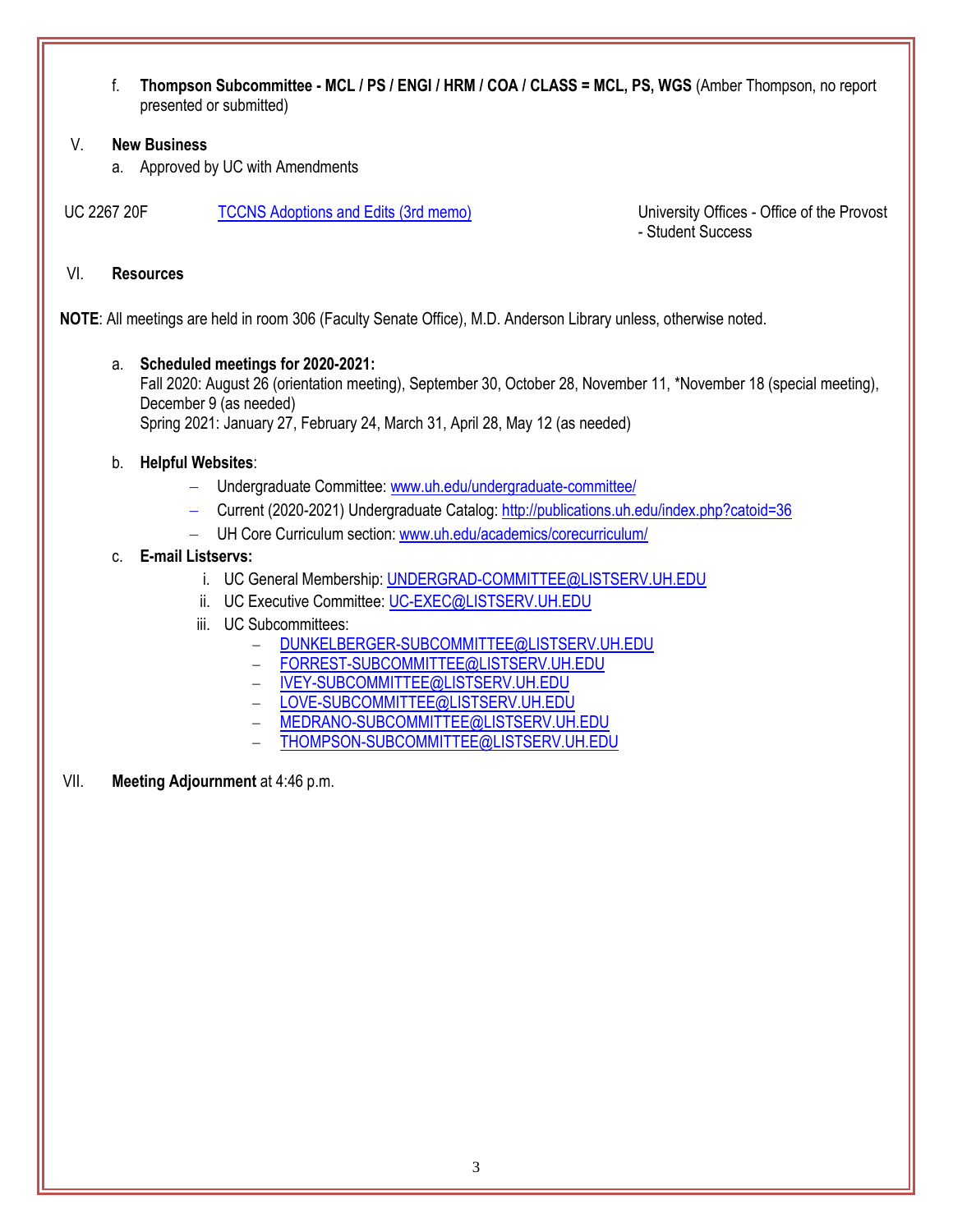f. **Thompson Subcommittee - MCL / PS / ENGI / HRM / COA / CLASS = MCL, PS, WGS** (Amber Thompson, no report presented or submitted)

V. **New Business**

a. Approved by UC with Amendments

| | | |
|---|---|---|
| UC 2267 20F | TCCNS Adoptions and Edits (3rd memo) | University Offices - Office of the Provost - Student Success |

VI. **Resources**

**NOTE**: All meetings are held in room 306 (Faculty Senate Office), M.D. Anderson Library unless, otherwise noted.

a. **Scheduled meetings for 2020-2021:**
Fall 2020: August 26 (orientation meeting), September 30, October 28, November 11, *November 18 (special meeting), December 9 (as needed)
Spring 2021: January 27, February 24, March 31, April 28, May 12 (as needed)

b. **Helpful Websites**:
- Undergraduate Committee: www.uh.edu/undergraduate-committee/
- Current (2020-2021) Undergraduate Catalog: http://publications.uh.edu/index.php?catoid=36
- UH Core Curriculum section: www.uh.edu/academics/corecurriculum/

c. **E-mail Listservs:**
   i. UC General Membership: UNDERGRAD-COMMITTEE@LISTSERV.UH.EDU
   ii. UC Executive Committee: UC-EXEC@LISTSERV.UH.EDU
   iii. UC Subcommittees:
   - DUNKELBERGER-SUBCOMMITTEE@LISTSERV.UH.EDU
   - FORREST-SUBCOMMITTEE@LISTSERV.UH.EDU
   - IVEY-SUBCOMMITTEE@LISTSERV.UH.EDU
   - LOVE-SUBCOMMITTEE@LISTSERV.UH.EDU
   - MEDRANO-SUBCOMMITTEE@LISTSERV.UH.EDU
   - THOMPSON-SUBCOMMITTEE@LISTSERV.UH.EDU

VII. **Meeting Adjournment** at 4:46 p.m.